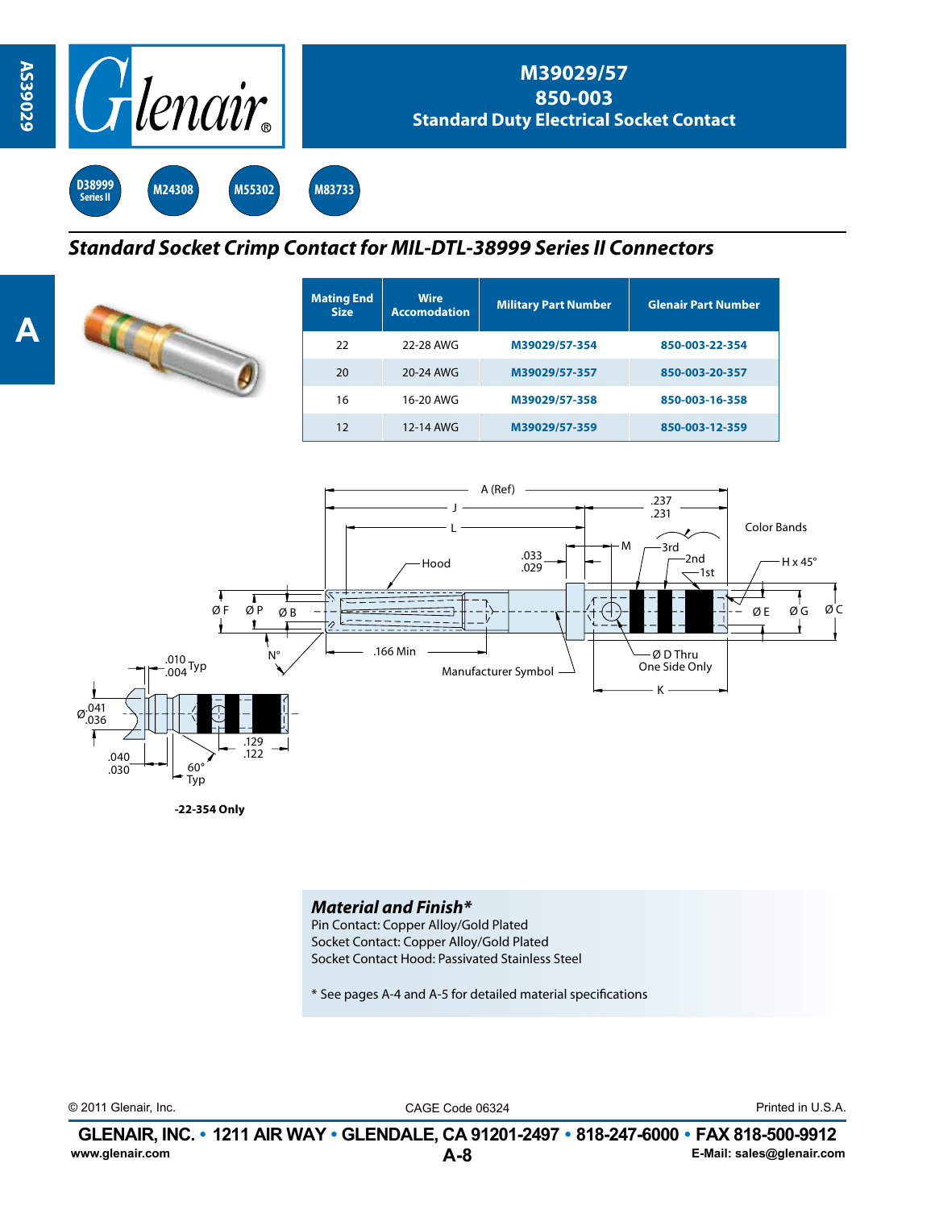# M39029/57
# 850-003
## Standard Duty Electrical Socket Contact

D38999 Series II | M24308 | M55302 | M83733

## *Standard Socket Crimp Contact for MIL-DTL-38999 Series II Connectors*

| Mating End Size | Wire Accomodation | Military Part Number | Glenair Part Number |
|---|---|---|---|
| 22 | 22-28 AWG | M39029/57-354 | 850-003-22-354 |
| 20 | 20-24 AWG | M39029/57-357 | 850-003-20-357 |
| 16 | 16-20 AWG | M39029/57-358 | 850-003-16-358 |
| 12 | 12-14 AWG | M39029/57-359 | 850-003-12-359 |

A (Ref), J, L, M, .237/.231, .033/.029, Hood, Color Bands, 3rd, 2nd, 1st, H x 45°, Ø F, Ø P, Ø B, Ø E, Ø G, Ø C, N°, .166 Min, Manufacturer Symbol, Ø D Thru One Side Only, K

.010/.004 Typ, Ø .041/.036, .040/.030, 60° Typ, .129/.122

**-22-354 Only**

### *Material and Finish**

Pin Contact: Copper Alloy/Gold Plated
Socket Contact: Copper Alloy/Gold Plated
Socket Contact Hood: Passivated Stainless Steel

* See pages A-4 and A-5 for detailed material specifications

© 2011 Glenair, Inc. CAGE Code 06324 Printed in U.S.A.

**GLENAIR, INC. • 1211 AIR WAY • GLENDALE, CA 91201-2497 • 818-247-6000 • FAX 818-500-9912**
www.glenair.com E-Mail: sales@glenair.com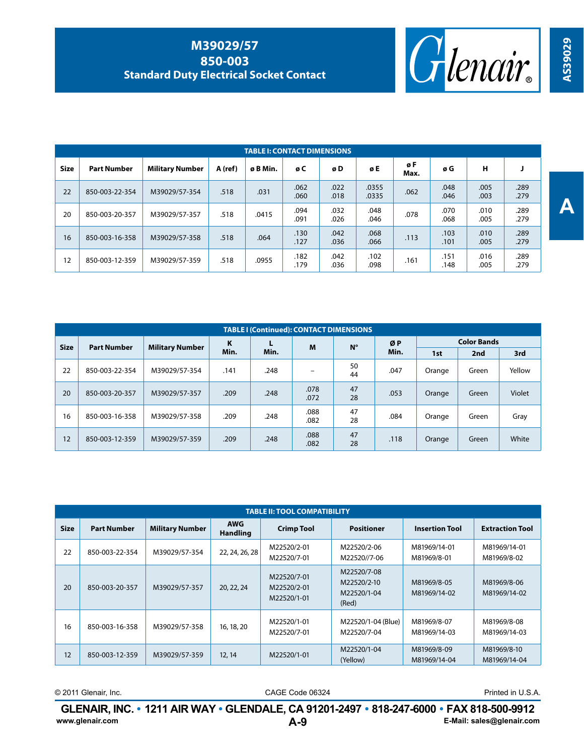# M39029/57
# 850-003
## Standard Duty Electrical Socket Contact

Glenair®

AS39029

A

**TABLE I: CONTACT DIMENSIONS**

| Size | Part Number | Military Number | A (ref) | ø B Min. | ø C | ø D | ø E | ø F Max. | ø G | H | J |
|---|---|---|---|---|---|---|---|---|---|---|---|
| 22 | 850-003-22-354 | M39029/57-354 | .518 | .031 | .062 .060 | .022 .018 | .0355 .0335 | .062 | .048 .046 | .005 .003 | .289 .279 |
| 20 | 850-003-20-357 | M39029/57-357 | .518 | .0415 | .094 .091 | .032 .026 | .048 .046 | .078 | .070 .068 | .010 .005 | .289 .279 |
| 16 | 850-003-16-358 | M39029/57-358 | .518 | .064 | .130 .127 | .042 .036 | .068 .066 | .113 | .103 .101 | .010 .005 | .289 .279 |
| 12 | 850-003-12-359 | M39029/57-359 | .518 | .0955 | .182 .179 | .042 .036 | .102 .098 | .161 | .151 .148 | .016 .005 | .289 .279 |

**TABLE I (Continued): CONTACT DIMENSIONS**

| Size | Part Number | Military Number | K Min. | L Min. | M | N° | Ø P Min. | Color Bands | | |
|---|---|---|---|---|---|---|---|---|---|---|
| | | | | | | | | 1st | 2nd | 3rd |
| 22 | 850-003-22-354 | M39029/57-354 | .141 | .248 | – | 50 44 | .047 | Orange | Green | Yellow |
| 20 | 850-003-20-357 | M39029/57-357 | .209 | .248 | .078 .072 | 47 28 | .053 | Orange | Green | Violet |
| 16 | 850-003-16-358 | M39029/57-358 | .209 | .248 | .088 .082 | 47 28 | .084 | Orange | Green | Gray |
| 12 | 850-003-12-359 | M39029/57-359 | .209 | .248 | .088 .082 | 47 28 | .118 | Orange | Green | White |

**TABLE II: TOOL COMPATIBILITY**

| Size | Part Number | Military Number | AWG Handling | Crimp Tool | Positioner | Insertion Tool | Extraction Tool |
|---|---|---|---|---|---|---|---|
| 22 | 850-003-22-354 | M39029/57-354 | 22, 24, 26, 28 | M22520/2-01 M22520/7-01 | M22520/2-06 M22520//7-06 | M81969/14-01 M81969/8-01 | M81969/14-01 M81969/8-02 |
| 20 | 850-003-20-357 | M39029/57-357 | 20, 22, 24 | M22520/7-01 M22520/2-01 M22520/1-01 | M22520/7-08 M22520/2-10 M22520/1-04 (Red) | M81969/8-05 M81969/14-02 | M81969/8-06 M81969/14-02 |
| 16 | 850-003-16-358 | M39029/57-358 | 16, 18, 20 | M22520/1-01 M22520/7-01 | M22520/1-04 (Blue) M22520/7-04 | M81969/8-07 M81969/14-03 | M81969/8-08 M81969/14-03 |
| 12 | 850-003-12-359 | M39029/57-359 | 12, 14 | M22520/1-01 | M22520/1-04 (Yellow) | M81969/8-09 M81969/14-04 | M81969/8-10 M81969/14-04 |

© 2011 Glenair, Inc. CAGE Code 06324 Printed in U.S.A.

**GLENAIR, INC. • 1211 AIR WAY • GLENDALE, CA 91201-2497 • 818-247-6000 • FAX 818-500-9912**

www.glenair.com E-Mail: sales@glenair.com